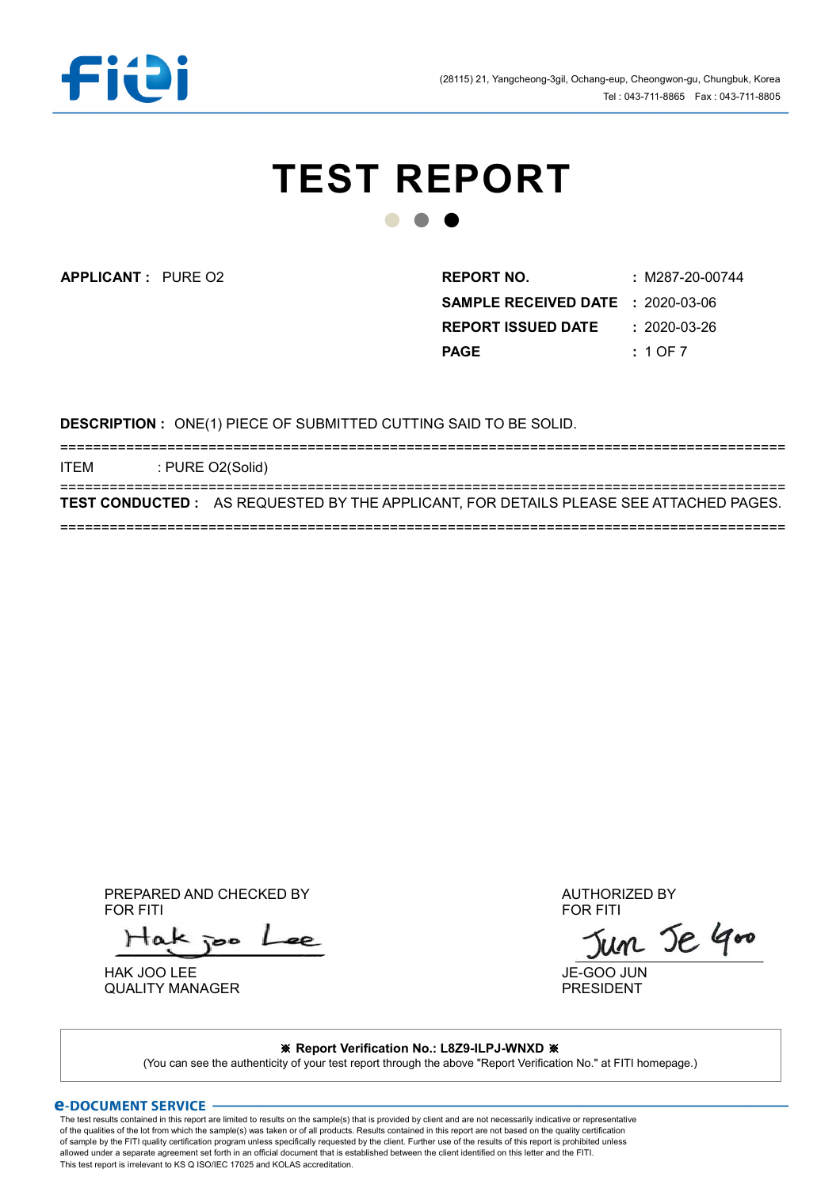(28115) 21, Yangcheong-3gil, Ochang-eup, Cheongwon-gu, Chungbuk, Korea
Tel : 043-711-8865 Fax : 043-711-8805

# TEST REPORT

**APPLICANT :** PURE O2

| | |
|---|---|
| **REPORT NO.** | **:** M287-20-00744 |
| **SAMPLE RECEIVED DATE** | **:** 2020-03-06 |
| **REPORT ISSUED DATE** | **:** 2020-03-26 |
| **PAGE** | **:** 1 OF 7 |

**DESCRIPTION :** ONE(1) PIECE OF SUBMITTED CUTTING SAID TO BE SOLID.

==========================================================================================

ITEM : PURE O2(Solid)

==========================================================================================

**TEST CONDUCTED :** AS REQUESTED BY THE APPLICANT, FOR DETAILS PLEASE SEE ATTACHED PAGES.

==========================================================================================

PREPARED AND CHECKED BY
FOR FITI

Hak joo Lee

HAK JOO LEE
QUALITY MANAGER

AUTHORIZED BY
FOR FITI

Jun Je Goo

JE-GOO JUN
PRESIDENT

**※ Report Verification No.: L8Z9-ILPJ-WNXD ※**
(You can see the authenticity of your test report through the above "Report Verification No." at FITI homepage.)

**e-DOCUMENT SERVICE**

The test results contained in this report are limited to results on the sample(s) that is provided by client and are not necessarily indicative or representative of the qualities of the lot from which the sample(s) was taken or of all products. Results contained in this report are not based on the quality certification of sample by the FITI quality certification program unless specifically requested by the client. Further use of the results of this report is prohibited unless allowed under a separate agreement set forth in an official document that is established between the client identified on this letter and the FITI.
This test report is irrelevant to KS Q ISO/IEC 17025 and KOLAS accreditation.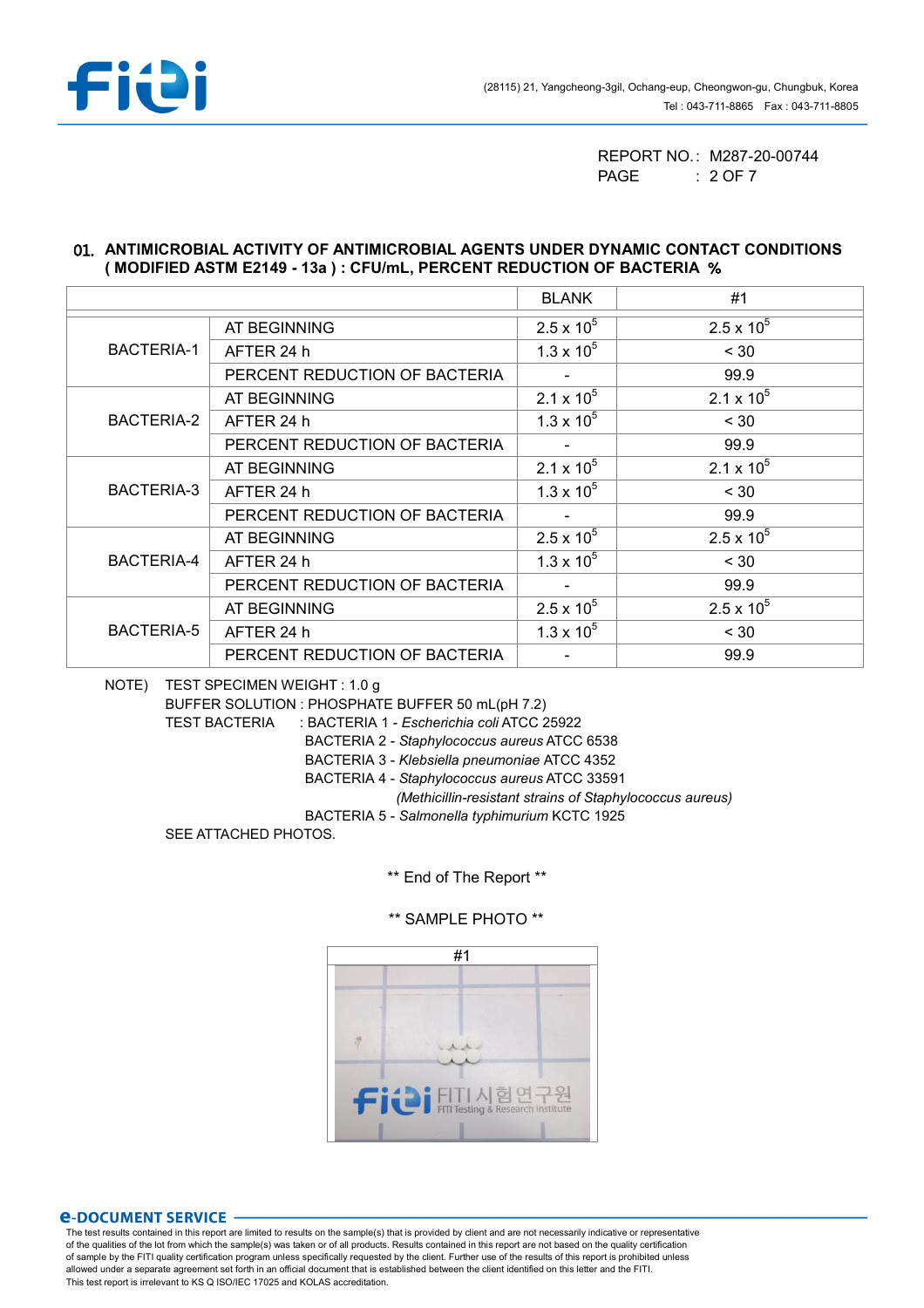REPORT NO. : M287-20-00744

## 01. ANTIMICROBIAL ACTIVITY OF ANTIMICROBIAL AGENTS UNDER DYNAMIC CONTACT CONDITIONS ( MODIFIED ASTM E2149 - 13a ) : CFU/mL, PERCENT REDUCTION OF BACTERIA %

| | | BLANK | #1 |
|---|---|---|---|
| BACTERIA-1 | AT BEGINNING | $2.5 \times 10^5$ | $2.5 \times 10^5$ |
| | AFTER 24 h | $1.3 \times 10^5$ | < 30 |
| | PERCENT REDUCTION OF BACTERIA | - | 99.9 |
| BACTERIA-2 | AT BEGINNING | $2.1 \times 10^5$ | $2.1 \times 10^5$ |
| | AFTER 24 h | $1.3 \times 10^5$ | < 30 |
| | PERCENT REDUCTION OF BACTERIA | - | 99.9 |
| BACTERIA-3 | AT BEGINNING | $2.1 \times 10^5$ | $2.1 \times 10^5$ |
| | AFTER 24 h | $1.3 \times 10^5$ | < 30 |
| | PERCENT REDUCTION OF BACTERIA | - | 99.9 |
| BACTERIA-4 | AT BEGINNING | $2.5 \times 10^5$ | $2.5 \times 10^5$ |
| | AFTER 24 h | $1.3 \times 10^5$ | < 30 |
| | PERCENT REDUCTION OF BACTERIA | - | 99.9 |
| BACTERIA-5 | AT BEGINNING | $2.5 \times 10^5$ | $2.5 \times 10^5$ |
| | AFTER 24 h | $1.3 \times 10^5$ | < 30 |
| | PERCENT REDUCTION OF BACTERIA | - | 99.9 |

NOTE) TEST SPECIMEN WEIGHT : 1.0 g

BUFFER SOLUTION : PHOSPHATE BUFFER 50 mL(pH 7.2)

TEST BACTERIA : BACTERIA 1 - *Escherichia coli* ATCC 25922

BACTERIA 2 - *Staphylococcus aureus* ATCC 6538

BACTERIA 3 - *Klebsiella pneumonae* ATCC 4352

BACTERIA 4 - *Staphylococcus aureus* ATCC 33591

*(Methicillin-resistant strains of Staphylococcus aureus)*

BACTERIA 5 - *Salmonella typhimurium* KCTC 1925

SEE ATTACHED PHOTOS.

** End of The Report **

** SAMPLE PHOTO **

#1

e-DOCUMENT SERVICE

The test results contained in this report are limited to results on the sample(s) that is provided by client and are not necessarily indicative or representative of the qualities of the lot from which the sample(s) was taken or of all products. Results contained in this report are not based on the quality certification of sample by the FITI quality certification program unless specifically requested by the client. Further use of the results of this report is prohibited unless allowed under a separate agreement set forth in an official document that is established between the client identified on this letter and the FITI.
This test report is irrelevant to KS Q ISO/IEC 17025 and KOLAS accreditation.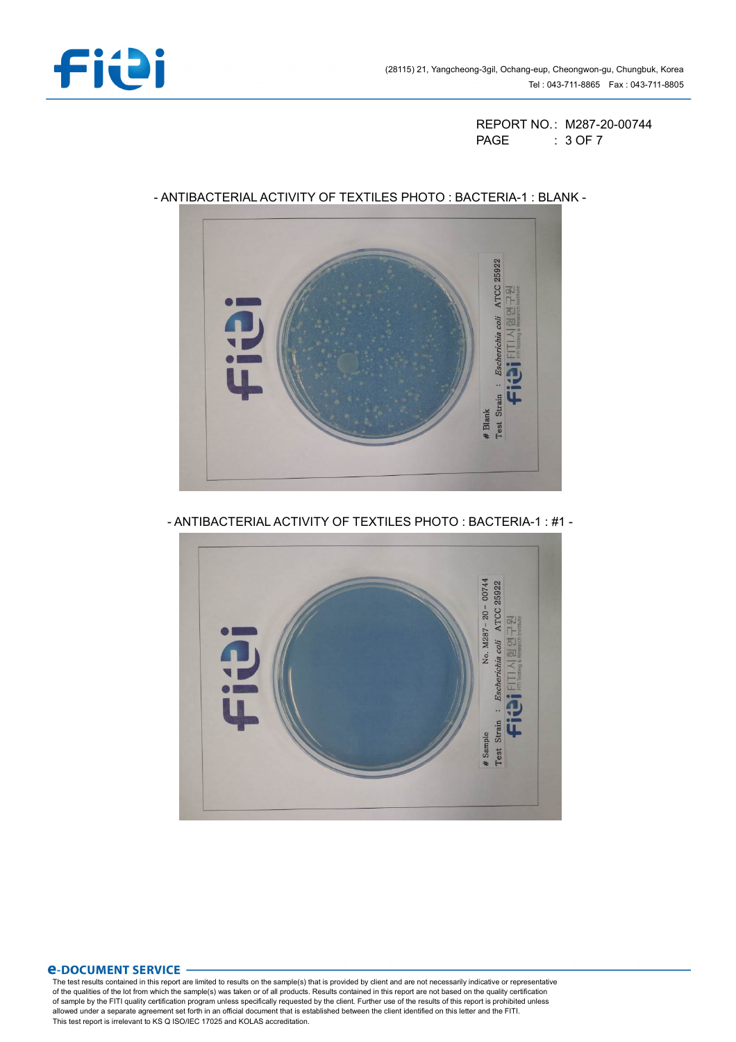REPORT NO. : M287-20-00744

- ANTIBACTERIAL ACTIVITY OF TEXTILES PHOTO : BACTERIA-1 : BLANK -

- ANTIBACTERIAL ACTIVITY OF TEXTILES PHOTO : BACTERIA-1 : #1 -

**e-DOCUMENT SERVICE**

The test results contained in this report are limited to results on the sample(s) that is provided by client and are not necessarily indicative or representative of the qualities of the lot from which the sample(s) was taken or of all products. Results contained in this report are not based on the quality certification of sample by the FITI quality certification program unless specifically requested by the client. Further use of the results of this report is prohibited unless allowed under a separate agreement set forth in an official document that is established between the client identified on this letter and the FITI.
This test report is irrelevant to KS Q ISO/IEC 17025 and KOLAS accreditation.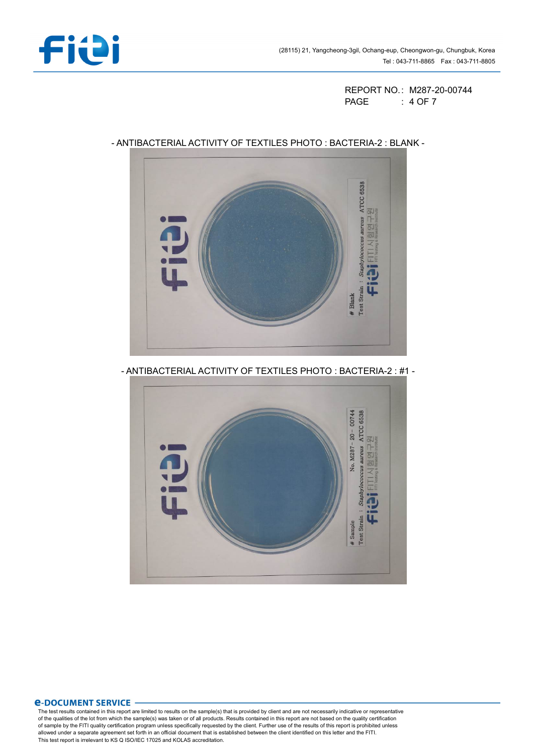REPORT NO. : M287-20-00744

- ANTIBACTERIAL ACTIVITY OF TEXTILES PHOTO : BACTERIA-2 : BLANK -

- ANTIBACTERIAL ACTIVITY OF TEXTILES PHOTO : BACTERIA-2 : #1 -

**e-DOCUMENT SERVICE**

The test results contained in this report are limited to results on the sample(s) that is provided by client and are not necessarily indicative or representative of the qualities of the lot from which the sample(s) was taken or of all products. Results contained in this report are not based on the quality certification of sample by the FITI quality certification program unless specifically requested by the client. Further use of the results of this report is prohibited unless allowed under a separate agreement set forth in an official document that is established between the client identified on this letter and the FITI.
This test report is irrelevant to KS Q ISO/IEC 17025 and KOLAS accreditation.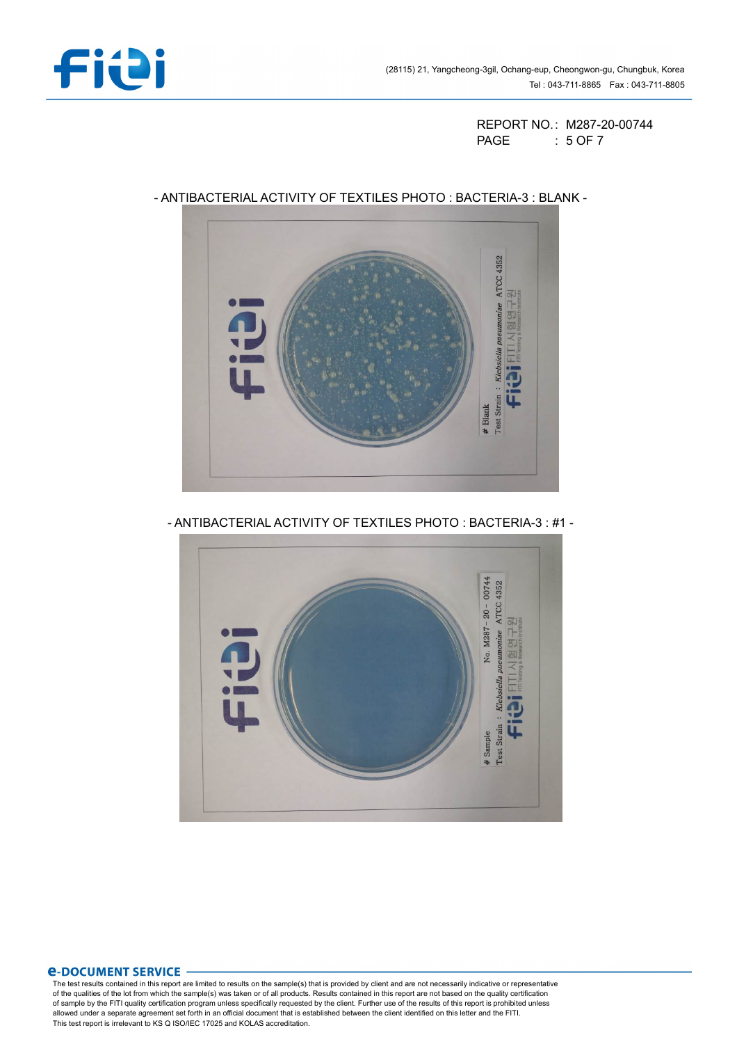REPORT NO. : M287-20-00744

- ANTIBACTERIAL ACTIVITY OF TEXTILES PHOTO : BACTERIA-3 : BLANK -

- ANTIBACTERIAL ACTIVITY OF TEXTILES PHOTO : BACTERIA-3 : #1 -

**e-DOCUMENT SERVICE**

The test results contained in this report are limited to results on the sample(s) that is provided by client and are not necessarily indicative or representative of the qualities of the lot from which the sample(s) was taken or of all products. Results contained in this report are not based on the quality certification of sample by the FITI quality certification program unless specifically requested by the client. Further use of the results of this report is prohibited unless allowed under a separate agreement set forth in an official document that is established between the client identified on this letter and the FITI.
This test report is irrelevant to KS Q ISO/IEC 17025 and KOLAS accreditation.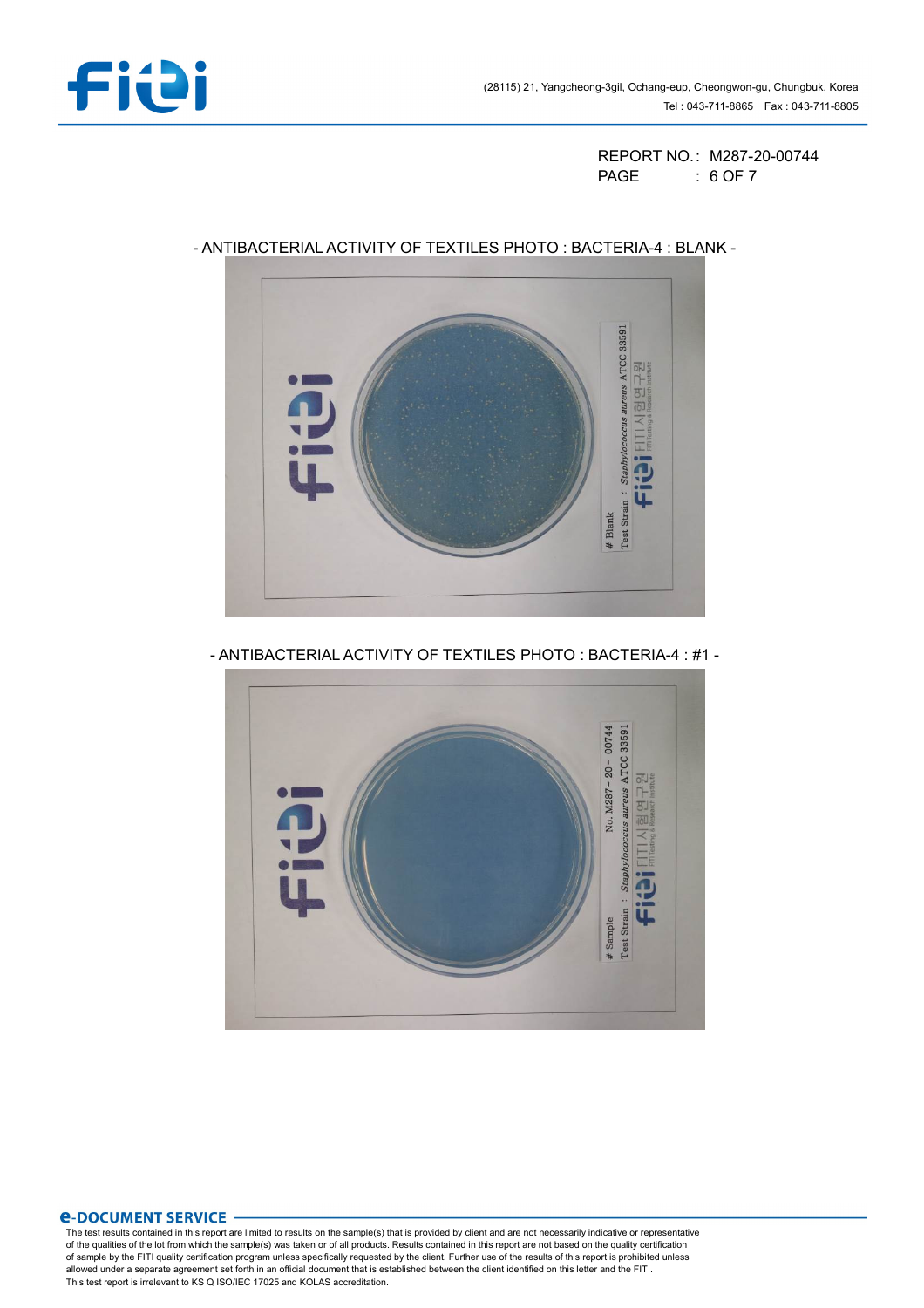REPORT NO. : M287-20-00744

- ANTIBACTERIAL ACTIVITY OF TEXTILES PHOTO : BACTERIA-4 : BLANK -

- ANTIBACTERIAL ACTIVITY OF TEXTILES PHOTO : BACTERIA-4 : #1 -

**e-DOCUMENT SERVICE**

The test results contained in this report are limited to results on the sample(s) that is provided by client and are not necessarily indicative or representative of the qualities of the lot from which the sample(s) was taken or of all products. Results contained in this report are not based on the quality certification of sample by the FITI quality certification program unless specifically requested by the client. Further use of the results of this report is prohibited unless allowed under a separate agreement set forth in an official document that is established between the client identified on this letter and the FITI.
This test report is irrelevant to KS Q ISO/IEC 17025 and KOLAS accreditation.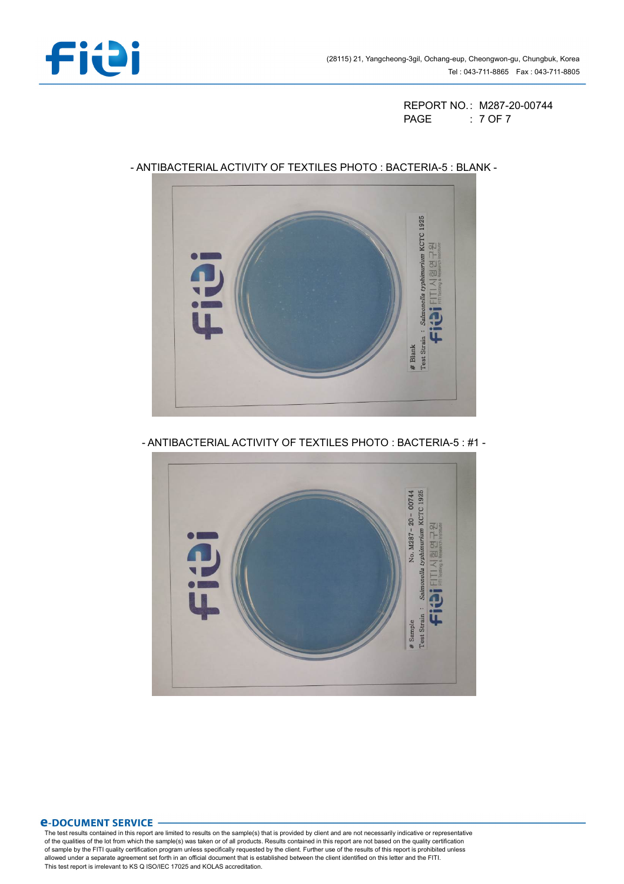REPORT NO. : M287-20-00744

- ANTIBACTERIAL ACTIVITY OF TEXTILES PHOTO : BACTERIA-5 : BLANK -

- ANTIBACTERIAL ACTIVITY OF TEXTILES PHOTO : BACTERIA-5 : #1 -

**e-DOCUMENT SERVICE**

The test results contained in this report are limited to results on the sample(s) that is provided by client and are not necessarily indicative or representative of the qualities of the lot from which the sample(s) was taken or of all products. Results contained in this report are not based on the quality certification of sample by the FITI quality certification program unless specifically requested by the client. Further use of the results of this report is prohibited unless allowed under a separate agreement set forth in an official document that is established between the client identified on this letter and the FITI.
This test report is irrelevant to KS Q ISO/IEC 17025 and KOLAS accreditation.